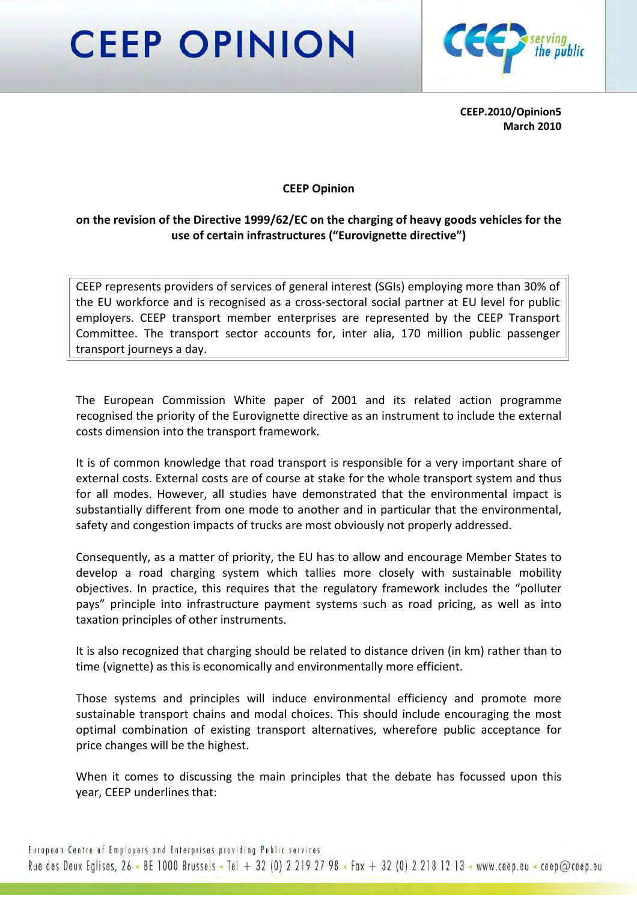# CEEP OPINION

**CEEP.2010/Opinion5**
**March 2010**

**CEEP Opinion**

**on the revision of the Directive 1999/62/EC on the charging of heavy goods vehicles for the use of certain infrastructures ("Eurovignette directive")**

> CEEP represents providers of services of general interest (SGIs) employing more than 30% of the EU workforce and is recognised as a cross-sectoral social partner at EU level for public employers. CEEP transport member enterprises are represented by the CEEP Transport Committee. The transport sector accounts for, inter alia, 170 million public passenger transport journeys a day.

The European Commission White paper of 2001 and its related action programme recognised the priority of the Eurovignette directive as an instrument to include the external costs dimension into the transport framework.

It is of common knowledge that road transport is responsible for a very important share of external costs. External costs are of course at stake for the whole transport system and thus for all modes. However, all studies have demonstrated that the environmental impact is substantially different from one mode to another and in particular that the environmental, safety and congestion impacts of trucks are most obviously not properly addressed.

Consequently, as a matter of priority, the EU has to allow and encourage Member States to develop a road charging system which tallies more closely with sustainable mobility objectives. In practice, this requires that the regulatory framework includes the "polluter pays" principle into infrastructure payment systems such as road pricing, as well as into taxation principles of other instruments.

It is also recognized that charging should be related to distance driven (in km) rather than to time (vignette) as this is economically and environmentally more efficient.

Those systems and principles will induce environmental efficiency and promote more sustainable transport chains and modal choices. This should include encouraging the most optimal combination of existing transport alternatives, wherefore public acceptance for price changes will be the highest.

When it comes to discussing the main principles that the debate has focussed upon this year, CEEP underlines that: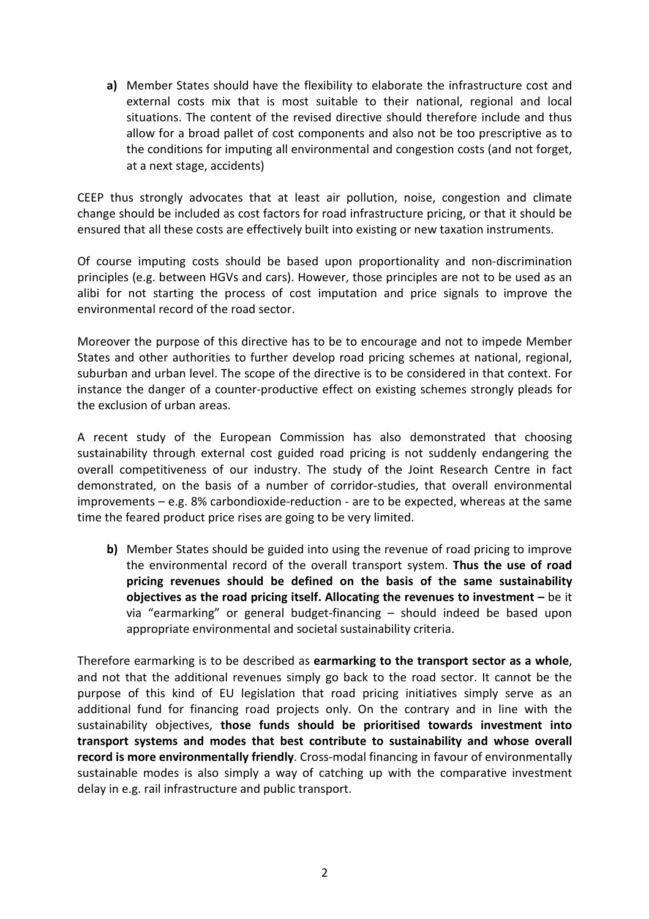**a)** Member States should have the flexibility to elaborate the infrastructure cost and external costs mix that is most suitable to their national, regional and local situations. The content of the revised directive should therefore include and thus allow for a broad pallet of cost components and also not be too prescriptive as to the conditions for imputing all environmental and congestion costs (and not forget, at a next stage, accidents)

CEEP thus strongly advocates that at least air pollution, noise, congestion and climate change should be included as cost factors for road infrastructure pricing, or that it should be ensured that all these costs are effectively built into existing or new taxation instruments.

Of course imputing costs should be based upon proportionality and non-discrimination principles (e.g. between HGVs and cars). However, those principles are not to be used as an alibi for not starting the process of cost imputation and price signals to improve the environmental record of the road sector.

Moreover the purpose of this directive has to be to encourage and not to impede Member States and other authorities to further develop road pricing schemes at national, regional, suburban and urban level. The scope of the directive is to be considered in that context. For instance the danger of a counter-productive effect on existing schemes strongly pleads for the exclusion of urban areas.

A recent study of the European Commission has also demonstrated that choosing sustainability through external cost guided road pricing is not suddenly endangering the overall competitiveness of our industry. The study of the Joint Research Centre in fact demonstrated, on the basis of a number of corridor-studies, that overall environmental improvements – e.g. 8% carbondioxide-reduction - are to be expected, whereas at the same time the feared product price rises are going to be very limited.

**b)** Member States should be guided into using the revenue of road pricing to improve the environmental record of the overall transport system. **Thus the use of road pricing revenues should be defined on the basis of the same sustainability objectives as the road pricing itself. Allocating the revenues to investment –** be it via "earmarking" or general budget-financing – should indeed be based upon appropriate environmental and societal sustainability criteria.

Therefore earmarking is to be described as **earmarking to the transport sector as a whole**, and not that the additional revenues simply go back to the road sector. It cannot be the purpose of this kind of EU legislation that road pricing initiatives simply serve as an additional fund for financing road projects only. On the contrary and in line with the sustainability objectives, **those funds should be prioritised towards investment into transport systems and modes that best contribute to sustainability and whose overall record is more environmentally friendly**. Cross-modal financing in favour of environmentally sustainable modes is also simply a way of catching up with the comparative investment delay in e.g. rail infrastructure and public transport.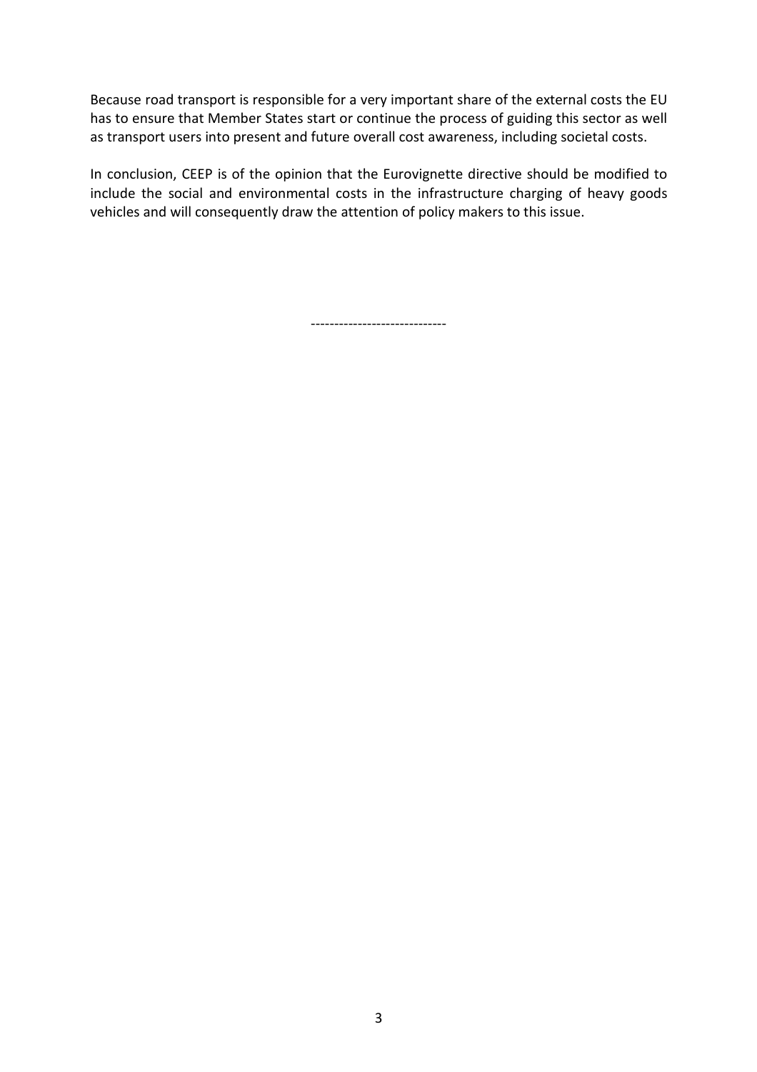Because road transport is responsible for a very important share of the external costs the EU has to ensure that Member States start or continue the process of guiding this sector as well as transport users into present and future overall cost awareness, including societal costs.

In conclusion, CEEP is of the opinion that the Eurovignette directive should be modified to include the social and environmental costs in the infrastructure charging of heavy goods vehicles and will consequently draw the attention of policy makers to this issue.

----------------------------